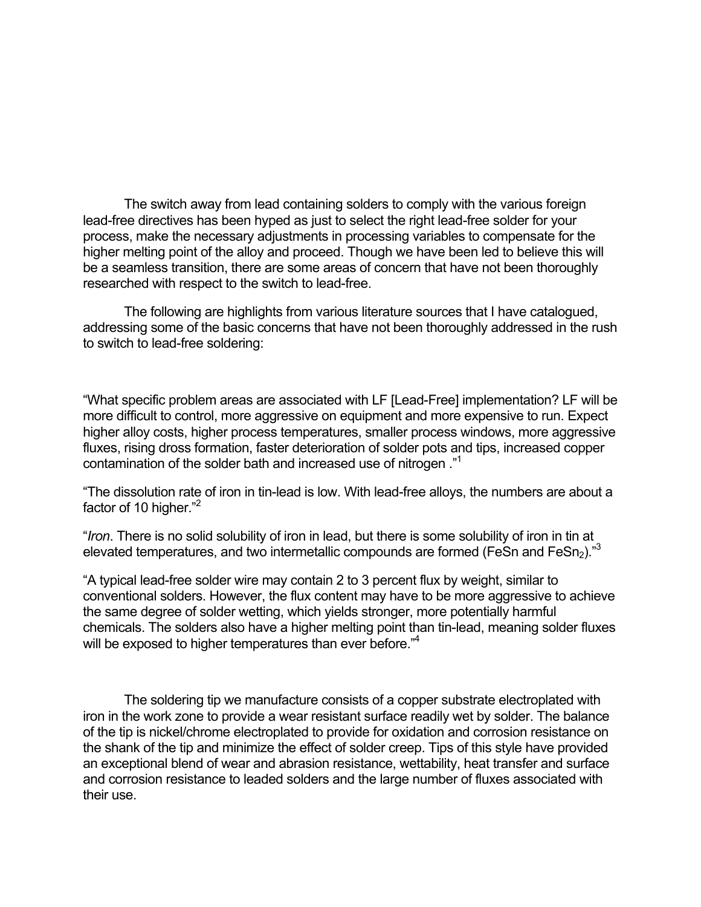The switch away from lead containing solders to comply with the various foreign lead-free directives has been hyped as just to select the right lead-free solder for your process, make the necessary adjustments in processing variables to compensate for the higher melting point of the alloy and proceed. Though we have been led to believe this will be a seamless transition, there are some areas of concern that have not been thoroughly researched with respect to the switch to lead-free.

The following are highlights from various literature sources that I have catalogued, addressing some of the basic concerns that have not been thoroughly addressed in the rush to switch to lead-free soldering:

"What specific problem areas are associated with LF [Lead-Free] implementation? LF will be more difficult to control, more aggressive on equipment and more expensive to run. Expect higher alloy costs, higher process temperatures, smaller process windows, more aggressive fluxes, rising dross formation, faster deterioration of solder pots and tips, increased copper contamination of the solder bath and increased use of nitrogen ."[1]

"The dissolution rate of iron in tin-lead is low. With lead-free alloys, the numbers are about a factor of 10 higher."[2]

"*Iron*. There is no solid solubility of iron in lead, but there is some solubility of iron in tin at elevated temperatures, and two intermetallic compounds are formed (FeSn and $FeSn_2$)."[3]

"A typical lead-free solder wire may contain 2 to 3 percent flux by weight, similar to conventional solders. However, the flux content may have to be more aggressive to achieve the same degree of solder wetting, which yields stronger, more potentially harmful chemicals. The solders also have a higher melting point than tin-lead, meaning solder fluxes will be exposed to higher temperatures than ever before."[4]

The soldering tip we manufacture consists of a copper substrate electroplated with iron in the work zone to provide a wear resistant surface readily wet by solder. The balance of the tip is nickel/chrome electroplated to provide for oxidation and corrosion resistance on the shank of the tip and minimize the effect of solder creep. Tips of this style have provided an exceptional blend of wear and abrasion resistance, wettability, heat transfer and surface and corrosion resistance to leaded solders and the large number of fluxes associated with their use.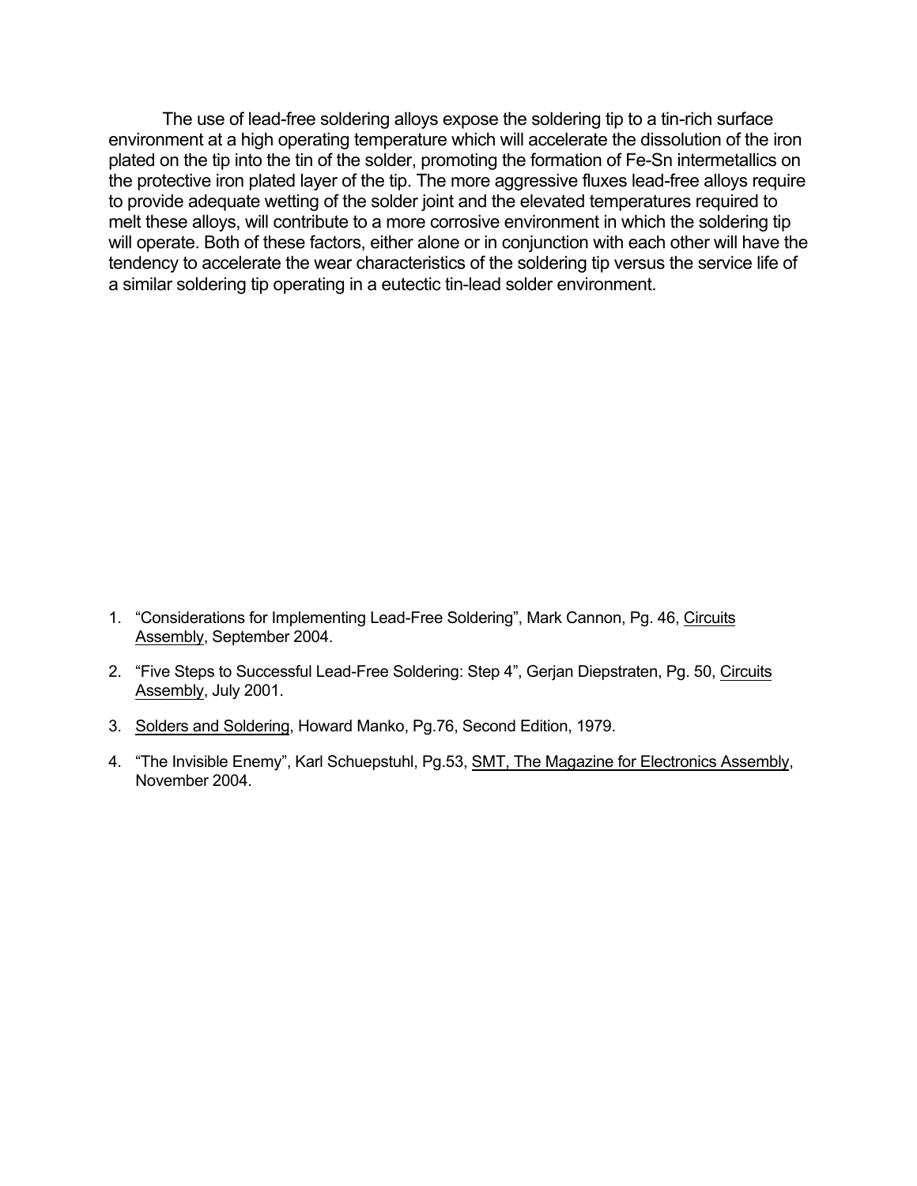The use of lead-free soldering alloys expose the soldering tip to a tin-rich surface environment at a high operating temperature which will accelerate the dissolution of the iron plated on the tip into the tin of the solder, promoting the formation of Fe-Sn intermetallics on the protective iron plated layer of the tip. The more aggressive fluxes lead-free alloys require to provide adequate wetting of the solder joint and the elevated temperatures required to melt these alloys, will contribute to a more corrosive environment in which the soldering tip will operate. Both of these factors, either alone or in conjunction with each other will have the tendency to accelerate the wear characteristics of the soldering tip versus the service life of a similar soldering tip operating in a eutectic tin-lead solder environment.

1. "Considerations for Implementing Lead-Free Soldering", Mark Cannon, Pg. 46, Circuits Assembly, September 2004.

2. "Five Steps to Successful Lead-Free Soldering: Step 4", Gerjan Diepstraten, Pg. 50, Circuits Assembly, July 2001.

3. Solders and Soldering, Howard Manko, Pg.76, Second Edition, 1979.

4. "The Invisible Enemy", Karl Schuepstuhl, Pg.53, SMT, The Magazine for Electronics Assembly, November 2004.